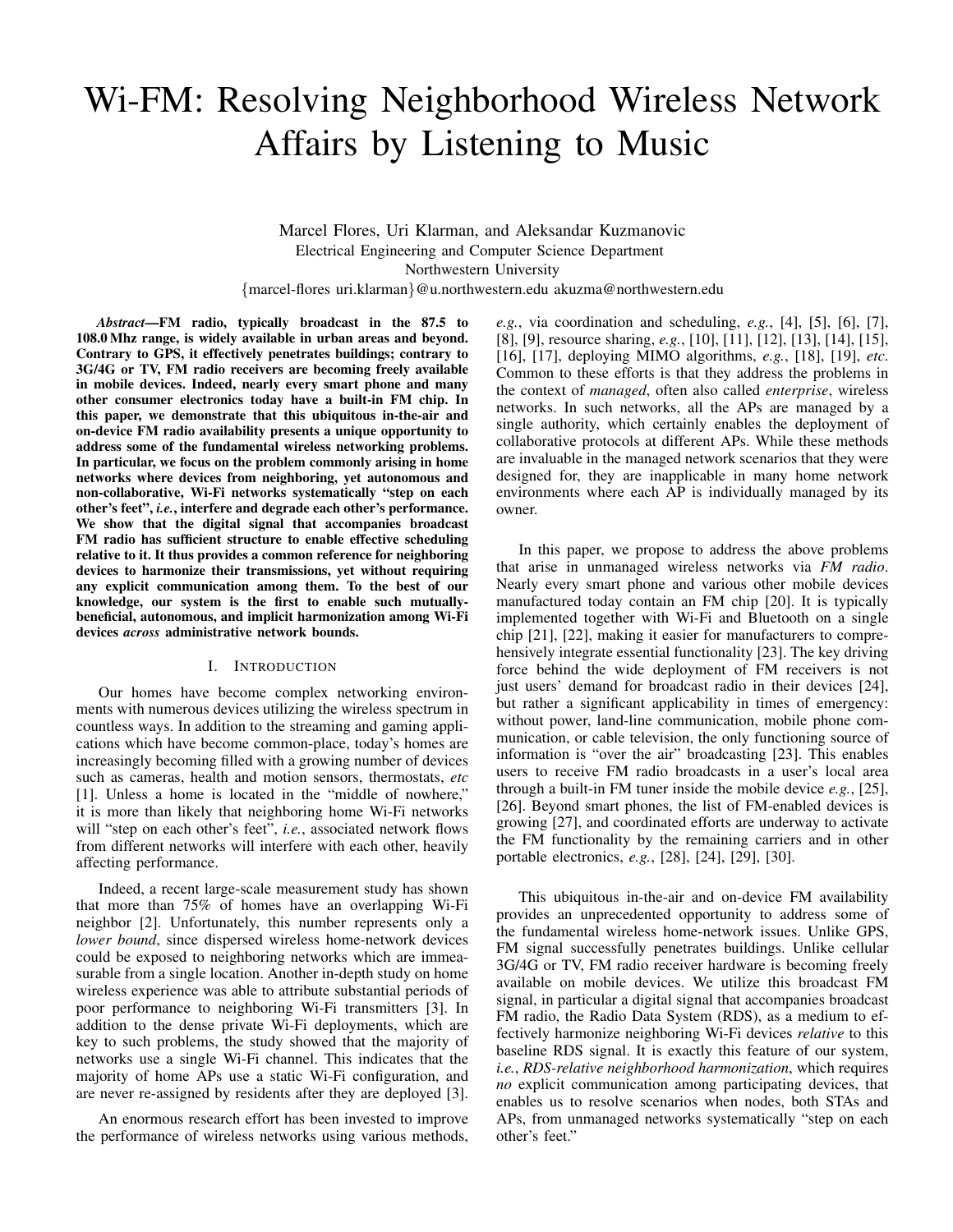# Wi-FM: Resolving Neighborhood Wireless Network Affairs by Listening to Music

Marcel Flores, Uri Klarman, and Aleksandar Kuzmanovic
Electrical Engineering and Computer Science Department
Northwestern University
{marcel-flores uri.klarman}@u.northwestern.edu akuzma@northwestern.edu

***Abstract*—FM radio, typically broadcast in the 87.5 to 108.0 Mhz range, is widely available in urban areas and beyond. Contrary to GPS, it effectively penetrates buildings; contrary to 3G/4G or TV, FM radio receivers are becoming freely available in mobile devices. Indeed, nearly every smart phone and many other consumer electronics today have a built-in FM chip. In this paper, we demonstrate that this ubiquitous in-the-air and on-device FM radio availability presents a unique opportunity to address some of the fundamental wireless networking problems. In particular, we focus on the problem commonly arising in home networks where devices from neighboring, yet autonomous and non-collaborative, Wi-Fi networks systematically "step on each other's feet", *i.e.*, interfere and degrade each other's performance. We show that the digital signal that accompanies broadcast FM radio has sufficient structure to enable effective scheduling relative to it. It thus provides a common reference for neighboring devices to harmonize their transmissions, yet without requiring any explicit communication among them. To the best of our knowledge, our system is the first to enable such mutually-beneficial, autonomous, and implicit harmonization among Wi-Fi devices *across* administrative network bounds.**

## I. Introduction

Our homes have become complex networking environments with numerous devices utilizing the wireless spectrum in countless ways. In addition to the streaming and gaming applications which have become common-place, today's homes are increasingly becoming filled with a growing number of devices such as cameras, health and motion sensors, thermostats, *etc* [1]. Unless a home is located in the "middle of nowhere," it is more than likely that neighboring home Wi-Fi networks will "step on each other's feet", *i.e.*, associated network flows from different networks will interfere with each other, heavily affecting performance.

Indeed, a recent large-scale measurement study has shown that more than 75% of homes have an overlapping Wi-Fi neighbor [2]. Unfortunately, this number represents only a *lower bound*, since dispersed wireless home-network devices could be exposed to neighboring networks which are immeasurable from a single location. Another in-depth study on home wireless experience was able to attribute substantial periods of poor performance to neighboring Wi-Fi transmitters [3]. In addition to the dense private Wi-Fi deployments, which are key to such problems, the study showed that the majority of networks use a single Wi-Fi channel. This indicates that the majority of home APs use a static Wi-Fi configuration, and are never re-assigned by residents after they are deployed [3].

An enormous research effort has been invested to improve the performance of wireless networks using various methods, *e.g.*, via coordination and scheduling, *e.g.*, [4], [5], [6], [7], [8], [9], resource sharing, *e.g.*, [10], [11], [12], [13], [14], [15], [16], [17], deploying MIMO algorithms, *e.g.*, [18], [19], *etc*. Common to these efforts is that they address the problems in the context of *managed*, often also called *enterprise*, wireless networks. In such networks, all the APs are managed by a single authority, which certainly enables the deployment of collaborative protocols at different APs. While these methods are invaluable in the managed network scenarios that they were designed for, they are inapplicable in many home network environments where each AP is individually managed by its owner.

In this paper, we propose to address the above problems that arise in unmanaged wireless networks via *FM radio*. Nearly every smart phone and various other mobile devices manufactured today contain an FM chip [20]. It is typically implemented together with Wi-Fi and Bluetooth on a single chip [21], [22], making it easier for manufacturers to comprehensively integrate essential functionality [23]. The key driving force behind the wide deployment of FM receivers is not just users' demand for broadcast radio in their devices [24], but rather a significant applicability in times of emergency: without power, land-line communication, mobile phone communication, or cable television, the only functioning source of information is "over the air" broadcasting [23]. This enables users to receive FM radio broadcasts in a user's local area through a built-in FM tuner inside the mobile device *e.g.*, [25], [26]. Beyond smart phones, the list of FM-enabled devices is growing [27], and coordinated efforts are underway to activate the FM functionality by the remaining carriers and in other portable electronics, *e.g.*, [28], [24], [29], [30].

This ubiquitous in-the-air and on-device FM availability provides an unprecedented opportunity to address some of the fundamental wireless home-network issues. Unlike GPS, FM signal successfully penetrates buildings. Unlike cellular 3G/4G or TV, FM radio receiver hardware is becoming freely available on mobile devices. We utilize this broadcast FM signal, in particular a digital signal that accompanies broadcast FM radio, the Radio Data System (RDS), as a medium to effectively harmonize neighboring Wi-Fi devices *relative* to this baseline RDS signal. It is exactly this feature of our system, *i.e.*, *RDS-relative neighborhood harmonization*, which requires *no* explicit communication among participating devices, that enables us to resolve scenarios when nodes, both STAs and APs, from unmanaged networks systematically "step on each other's feet."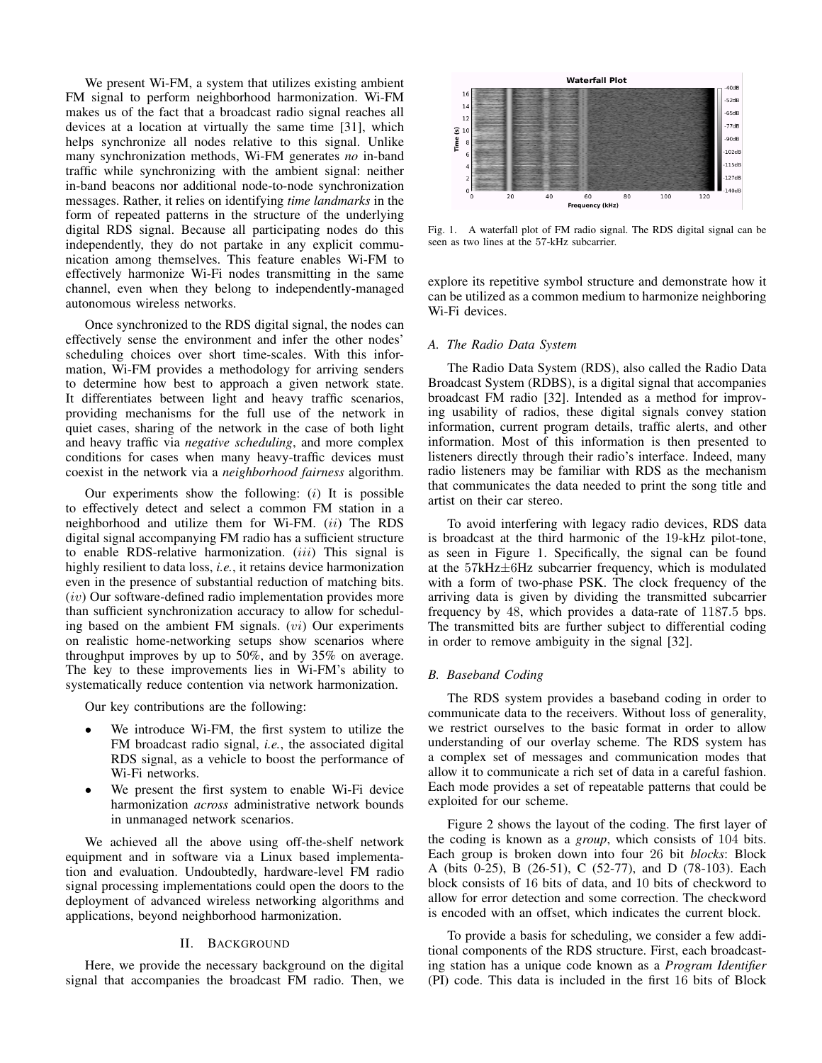We present Wi-FM, a system that utilizes existing ambient FM signal to perform neighborhood harmonization. Wi-FM makes us of the fact that a broadcast radio signal reaches all devices at a location at virtually the same time [31], which helps synchronize all nodes relative to this signal. Unlike many synchronization methods, Wi-FM generates *no* in-band traffic while synchronizing with the ambient signal: neither in-band beacons nor additional node-to-node synchronization messages. Rather, it relies on identifying *time landmarks* in the form of repeated patterns in the structure of the underlying digital RDS signal. Because all participating nodes do this independently, they do not partake in any explicit communication among themselves. This feature enables Wi-FM to effectively harmonize Wi-Fi nodes transmitting in the same channel, even when they belong to independently-managed autonomous wireless networks.

Once synchronized to the RDS digital signal, the nodes can effectively sense the environment and infer the other nodes' scheduling choices over short time-scales. With this information, Wi-FM provides a methodology for arriving senders to determine how best to approach a given network state. It differentiates between light and heavy traffic scenarios, providing mechanisms for the full use of the network in quiet cases, sharing of the network in the case of both light and heavy traffic via *negative scheduling*, and more complex conditions for cases when many heavy-traffic devices must coexist in the network via a *neighborhood fairness* algorithm.

Our experiments show the following: $(i)$ It is possible to effectively detect and select a common FM station in a neighborhood and utilize them for Wi-FM. $(ii)$ The RDS digital signal accompanying FM radio has a sufficient structure to enable RDS-relative harmonization. $(iii)$ This signal is highly resilient to data loss, *i.e.*, it retains device harmonization even in the presence of substantial reduction of matching bits. $(iv)$ Our software-defined radio implementation provides more than sufficient synchronization accuracy to allow for scheduling based on the ambient FM signals. $(vi)$ Our experiments on realistic home-networking setups show scenarios where throughput improves by up to 50%, and by 35% on average. The key to these improvements lies in Wi-FM's ability to systematically reduce contention via network harmonization.

Our key contributions are the following:

- We introduce Wi-FM, the first system to utilize the FM broadcast radio signal, *i.e.*, the associated digital RDS signal, as a vehicle to boost the performance of Wi-Fi networks.
- We present the first system to enable Wi-Fi device harmonization *across* administrative network bounds in unmanaged network scenarios.

We achieved all the above using off-the-shelf network equipment and in software via a Linux based implementation and evaluation. Undoubtedly, hardware-level FM radio signal processing implementations could open the doors to the deployment of advanced wireless networking algorithms and applications, beyond neighborhood harmonization.

## II. Background

Here, we provide the necessary background on the digital signal that accompanies the broadcast FM radio. Then, we explore its repetitive symbol structure and demonstrate how it can be utilized as a common medium to harmonize neighboring Wi-Fi devices.

Fig. 1. A waterfall plot of FM radio signal. The RDS digital signal can be seen as two lines at the 57-kHz subcarrier.

### A. The Radio Data System

The Radio Data System (RDS), also called the Radio Data Broadcast System (RDBS), is a digital signal that accompanies broadcast FM radio [32]. Intended as a method for improving usability of radios, these digital signals convey station information, current program details, traffic alerts, and other information. Most of this information is then presented to listeners directly through their radio's interface. Indeed, many radio listeners may be familiar with RDS as the mechanism that communicates the data needed to print the song title and artist on their car stereo.

To avoid interfering with legacy radio devices, RDS data is broadcast at the third harmonic of the 19-kHz pilot-tone, as seen in Figure 1. Specifically, the signal can be found at the 57kHz$\pm$6Hz subcarrier frequency, which is modulated with a form of two-phase PSK. The clock frequency of the arriving data is given by dividing the transmitted subcarrier frequency by 48, which provides a data-rate of 1187.5 bps. The transmitted bits are further subject to differential coding in order to remove ambiguity in the signal [32].

### B. Baseband Coding

The RDS system provides a baseband coding in order to communicate data to the receivers. Without loss of generality, we restrict ourselves to the basic format in order to allow understanding of our overlay scheme. The RDS system has a complex set of messages and communication modes that allow it to communicate a rich set of data in a careful fashion. Each mode provides a set of repeatable patterns that could be exploited for our scheme.

Figure 2 shows the layout of the coding. The first layer of the coding is known as a *group*, which consists of 104 bits. Each group is broken down into four 26 bit *blocks*: Block A (bits 0-25), B (26-51), C (52-77), and D (78-103). Each block consists of 16 bits of data, and 10 bits of checkword to allow for error detection and some correction. The checkword is encoded with an offset, which indicates the current block.

To provide a basis for scheduling, we consider a few additional components of the RDS structure. First, each broadcasting station has a unique code known as a *Program Identifier* (PI) code. This data is included in the first 16 bits of Block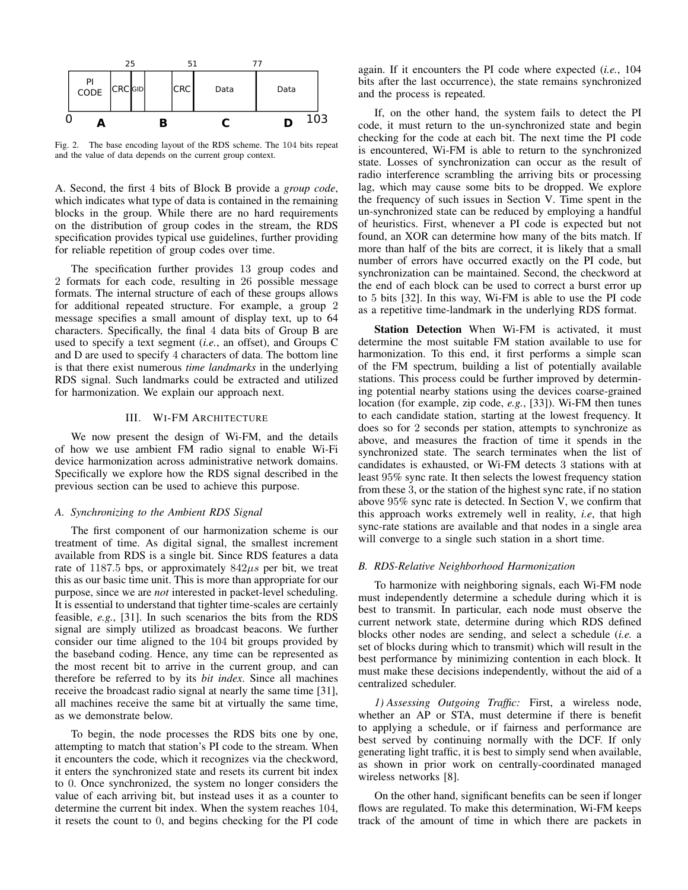| PI CODE | CRC | GID | | CRC | Data | Data |
| --- | --- | --- | --- | --- | --- | --- |
| 0 — **A** | | 25 — **B** | | 51 — **C** | 77 — **D** | 103 |

Fig. 2. The base encoding layout of the RDS scheme. The 104 bits repeat and the value of data depends on the current group context.

A. Second, the first 4 bits of Block B provide a *group code*, which indicates what type of data is contained in the remaining blocks in the group. While there are no hard requirements on the distribution of group codes in the stream, the RDS specification provides typical use guidelines, further providing for reliable repetition of group codes over time.

The specification further provides 13 group codes and 2 formats for each code, resulting in 26 possible message formats. The internal structure of each of these groups allows for additional repeated structure. For example, a group 2 message specifies a small amount of display text, up to 64 characters. Specifically, the final 4 data bits of Group B are used to specify a text segment (*i.e.*, an offset), and Groups C and D are used to specify 4 characters of data. The bottom line is that there exist numerous *time landmarks* in the underlying RDS signal. Such landmarks could be extracted and utilized for harmonization. We explain our approach next.

## III. Wi-FM Architecture

We now present the design of Wi-FM, and the details of how we use ambient FM radio signal to enable Wi-Fi device harmonization across administrative network domains. Specifically we explore how the RDS signal described in the previous section can be used to achieve this purpose.

### A. Synchronizing to the Ambient RDS Signal

The first component of our harmonization scheme is our treatment of time. As digital signal, the smallest increment available from RDS is a single bit. Since RDS features a data rate of 1187.5 bps, or approximately $842\mu s$ per bit, we treat this as our basic time unit. This is more than appropriate for our purpose, since we are *not* interested in packet-level scheduling. It is essential to understand that tighter time-scales are certainly feasible, *e.g.*, [31]. In such scenarios the bits from the RDS signal are simply utilized as broadcast beacons. We further consider our time aligned to the 104 bit groups provided by the baseband coding. Hence, any time can be represented as the most recent bit to arrive in the current group, and can therefore be referred to by its *bit index*. Since all machines receive the broadcast radio signal at nearly the same time [31], all machines receive the same bit at virtually the same time, as we demonstrate below.

To begin, the node processes the RDS bits one by one, attempting to match that station's PI code to the stream. When it encounters the code, which it recognizes via the checkword, it enters the synchronized state and resets its current bit index to 0. Once synchronized, the system no longer considers the value of each arriving bit, but instead uses it as a counter to determine the current bit index. When the system reaches 104, it resets the count to 0, and begins checking for the PI code again. If it encounters the PI code where expected (*i.e.*, 104 bits after the last occurrence), the state remains synchronized and the process is repeated.

If, on the other hand, the system fails to detect the PI code, it must return to the un-synchronized state and begin checking for the code at each bit. The next time the PI code is encountered, Wi-FM is able to return to the synchronized state. Losses of synchronization can occur as the result of radio interference scrambling the arriving bits or processing lag, which may cause some bits to be dropped. We explore the frequency of such issues in Section V. Time spent in the un-synchronized state can be reduced by employing a handful of heuristics. First, whenever a PI code is expected but not found, an XOR can determine how many of the bits match. If more than half of the bits are correct, it is likely that a small number of errors have occurred exactly on the PI code, but synchronization can be maintained. Second, the checkword at the end of each block can be used to correct a burst error up to 5 bits [32]. In this way, Wi-FM is able to use the PI code as a repetitive time-landmark in the underlying RDS format.

**Station Detection** When Wi-FM is activated, it must determine the most suitable FM station available to use for harmonization. To this end, it first performs a simple scan of the FM spectrum, building a list of potentially available stations. This process could be further improved by determining potential nearby stations using the devices coarse-grained location (for example, zip code, *e.g.*, [33]). Wi-FM then tunes to each candidate station, starting at the lowest frequency. It does so for 2 seconds per station, attempts to synchronize as above, and measures the fraction of time it spends in the synchronized state. The search terminates when the list of candidates is exhausted, or Wi-FM detects 3 stations with at least 95% sync rate. It then selects the lowest frequency station from these 3, or the station of the highest sync rate, if no station above 95% sync rate is detected. In Section V, we confirm that this approach works extremely well in reality, *i.e*, that high sync-rate stations are available and that nodes in a single area will converge to a single such station in a short time.

### B. RDS-Relative Neighborhood Harmonization

To harmonize with neighboring signals, each Wi-FM node must independently determine a schedule during which it is best to transmit. In particular, each node must observe the current network state, determine during which RDS defined blocks other nodes are sending, and select a schedule (*i.e.* a set of blocks during which to transmit) which will result in the best performance by minimizing contention in each block. It must make these decisions independently, without the aid of a centralized scheduler.

*1) Assessing Outgoing Traffic:* First, a wireless node, whether an AP or STA, must determine if there is benefit to applying a schedule, or if fairness and performance are best served by continuing normally with the DCF. If only generating light traffic, it is best to simply send when available, as shown in prior work on centrally-coordinated managed wireless networks [8].

On the other hand, significant benefits can be seen if longer flows are regulated. To make this determination, Wi-FM keeps track of the amount of time in which there are packets in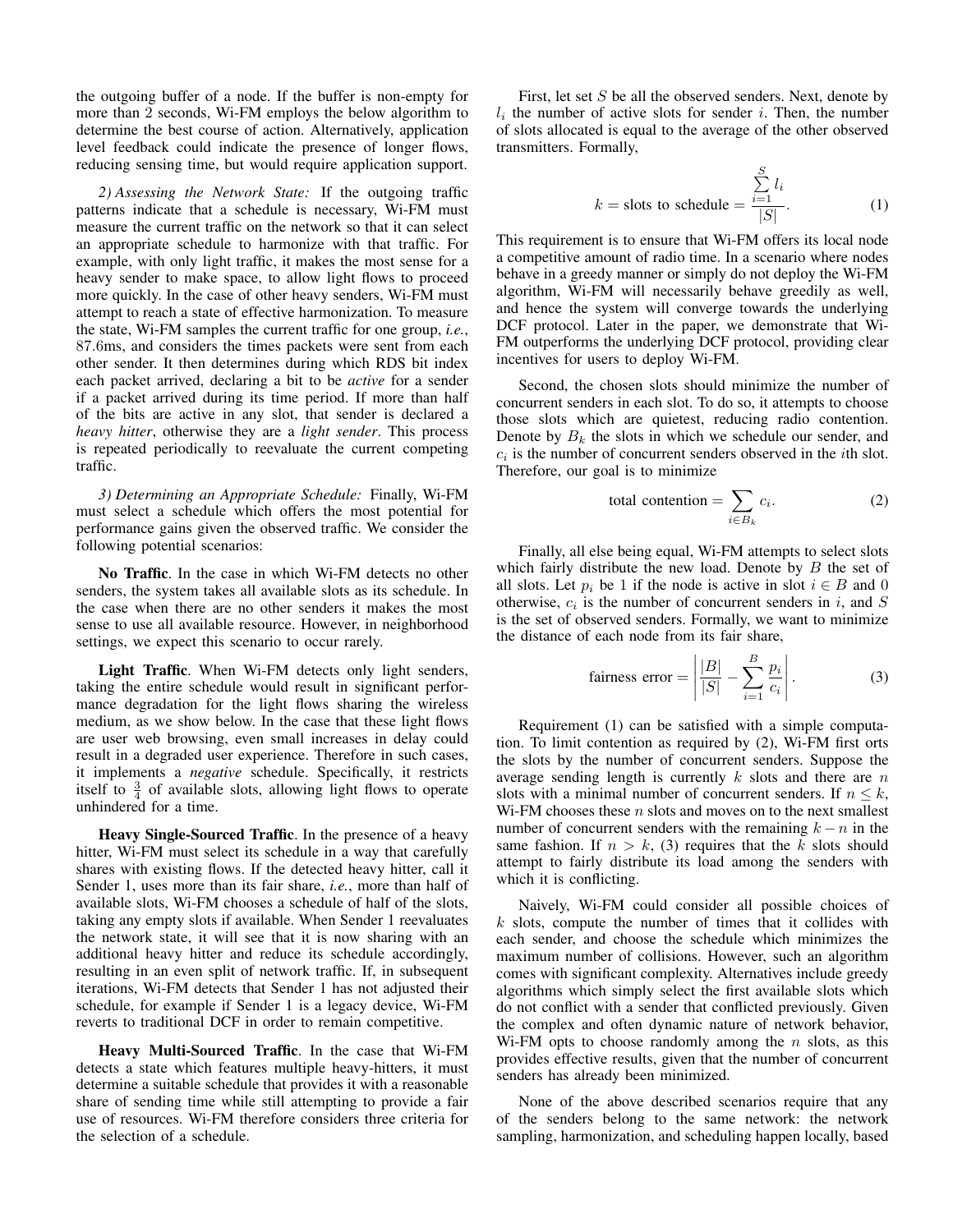the outgoing buffer of a node. If the buffer is non-empty for more than 2 seconds, Wi-FM employs the below algorithm to determine the best course of action. Alternatively, application level feedback could indicate the presence of longer flows, reducing sensing time, but would require application support.

*2) Assessing the Network State:* If the outgoing traffic patterns indicate that a schedule is necessary, Wi-FM must measure the current traffic on the network so that it can select an appropriate schedule to harmonize with that traffic. For example, with only light traffic, it makes the most sense for a heavy sender to make space, to allow light flows to proceed more quickly. In the case of other heavy senders, Wi-FM must attempt to reach a state of effective harmonization. To measure the state, Wi-FM samples the current traffic for one group, *i.e.*, 87.6ms, and considers the times packets were sent from each other sender. It then determines during which RDS bit index each packet arrived, declaring a bit to be *active* for a sender if a packet arrived during its time period. If more than half of the bits are active in any slot, that sender is declared a *heavy hitter*, otherwise they are a *light sender*. This process is repeated periodically to reevaluate the current competing traffic.

*3) Determining an Appropriate Schedule:* Finally, Wi-FM must select a schedule which offers the most potential for performance gains given the observed traffic. We consider the following potential scenarios:

**No Traffic**. In the case in which Wi-FM detects no other senders, the system takes all available slots as its schedule. In the case when there are no other senders it makes the most sense to use all available resource. However, in neighborhood settings, we expect this scenario to occur rarely.

**Light Traffic**. When Wi-FM detects only light senders, taking the entire schedule would result in significant performance degradation for the light flows sharing the wireless medium, as we show below. In the case that these light flows are user web browsing, even small increases in delay could result in a degraded user experience. Therefore in such cases, it implements a *negative* schedule. Specifically, it restricts itself to $\frac{3}{4}$ of available slots, allowing light flows to operate unhindered for a time.

**Heavy Single-Sourced Traffic**. In the presence of a heavy hitter, Wi-FM must select its schedule in a way that carefully shares with existing flows. If the detected heavy hitter, call it Sender 1, uses more than its fair share, *i.e.*, more than half of available slots, Wi-FM chooses a schedule of half of the slots, taking any empty slots if available. When Sender 1 reevaluates the network state, it will see that it is now sharing with an additional heavy hitter and reduce its schedule accordingly, resulting in an even split of network traffic. If, in subsequent iterations, Wi-FM detects that Sender 1 has not adjusted their schedule, for example if Sender 1 is a legacy device, Wi-FM reverts to traditional DCF in order to remain competitive.

**Heavy Multi-Sourced Traffic**. In the case that Wi-FM detects a state which features multiple heavy-hitters, it must determine a suitable schedule that provides it with a reasonable share of sending time while still attempting to provide a fair use of resources. Wi-FM therefore considers three criteria for the selection of a schedule.

First, let set $S$ be all the observed senders. Next, denote by $l_i$ the number of active slots for sender $i$. Then, the number of slots allocated is equal to the average of the other observed transmitters. Formally,

$$k = \text{slots to schedule} = \frac{\sum_{i=1}^{S} l_i}{|S|}. \tag{1}$$

This requirement is to ensure that Wi-FM offers its local node a competitive amount of radio time. In a scenario where nodes behave in a greedy manner or simply do not deploy the Wi-FM algorithm, Wi-FM will necessarily behave greedily as well, and hence the system will converge towards the underlying DCF protocol. Later in the paper, we demonstrate that Wi-FM outperforms the underlying DCF protocol, providing clear incentives for users to deploy Wi-FM.

Second, the chosen slots should minimize the number of concurrent senders in each slot. To do so, it attempts to choose those slots which are quietest, reducing radio contention. Denote by $B_k$ the slots in which we schedule our sender, and $c_i$ is the number of concurrent senders observed in the $i$th slot. Therefore, our goal is to minimize

$$\text{total contention} = \sum_{i \in B_k} c_i. \tag{2}$$

Finally, all else being equal, Wi-FM attempts to select slots which fairly distribute the new load. Denote by $B$ the set of all slots. Let $p_i$ be 1 if the node is active in slot $i \in B$ and 0 otherwise, $c_i$ is the number of concurrent senders in $i$, and $S$ is the set of observed senders. Formally, we want to minimize the distance of each node from its fair share,

$$\text{fairness error} = \left| \frac{|B|}{|S|} - \sum_{i=1}^{B} \frac{p_i}{c_i} \right|. \tag{3}$$

Requirement (1) can be satisfied with a simple computation. To limit contention as required by (2), Wi-FM first orts the slots by the number of concurrent senders. Suppose the average sending length is currently $k$ slots and there are $n$ slots with a minimal number of concurrent senders. If $n \leq k$, Wi-FM chooses these $n$ slots and moves on to the next smallest number of concurrent senders with the remaining $k - n$ in the same fashion. If $n > k$, (3) requires that the $k$ slots should attempt to fairly distribute its load among the senders with which it is conflicting.

Naively, Wi-FM could consider all possible choices of $k$ slots, compute the number of times that it collides with each sender, and choose the schedule which minimizes the maximum number of collisions. However, such an algorithm comes with significant complexity. Alternatives include greedy algorithms which simply select the first available slots which do not conflict with a sender that conflicted previously. Given the complex and often dynamic nature of network behavior, Wi-FM opts to choose randomly among the $n$ slots, as this provides effective results, given that the number of concurrent senders has already been minimized.

None of the above described scenarios require that any of the senders belong to the same network: the network sampling, harmonization, and scheduling happen locally, based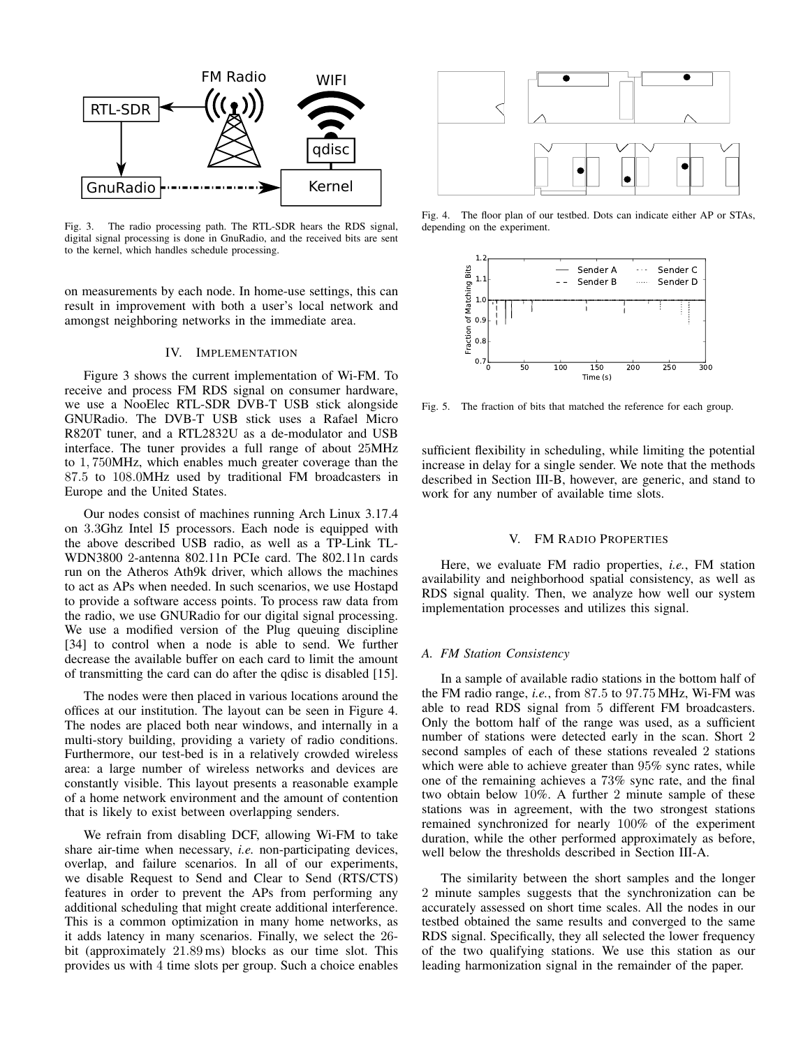Fig. 3. The radio processing path. The RTL-SDR hears the RDS signal, digital signal processing is done in GnuRadio, and the received bits are sent to the kernel, which handles schedule processing.

on measurements by each node. In home-use settings, this can result in improvement with both a user's local network and amongst neighboring networks in the immediate area.

## IV. Implementation

Figure 3 shows the current implementation of Wi-FM. To receive and process FM RDS signal on consumer hardware, we use a NooElec RTL-SDR DVB-T USB stick alongside GNURadio. The DVB-T USB stick uses a Rafael Micro R820T tuner, and a RTL2832U as a de-modulator and USB interface. The tuner provides a full range of about 25MHz to 1,750MHz, which enables much greater coverage than the 87.5 to 108.0MHz used by traditional FM broadcasters in Europe and the United States.

Our nodes consist of machines running Arch Linux 3.17.4 on 3.3Ghz Intel I5 processors. Each node is equipped with the above described USB radio, as well as a TP-Link TL-WDN3800 2-antenna 802.11n PCIe card. The 802.11n cards run on the Atheros Ath9k driver, which allows the machines to act as APs when needed. In such scenarios, we use Hostapd to provide a software access points. To process raw data from the radio, we use GNURadio for our digital signal processing. We use a modified version of the Plug queuing discipline [34] to control when a node is able to send. We further decrease the available buffer on each card to limit the amount of transmitting the card can do after the qdisc is disabled [15].

The nodes were then placed in various locations around the offices at our institution. The layout can be seen in Figure 4. The nodes are placed both near windows, and internally in a multi-story building, providing a variety of radio conditions. Furthermore, our test-bed is in a relatively crowded wireless area: a large number of wireless networks and devices are constantly visible. This layout presents a reasonable example of a home network environment and the amount of contention that is likely to exist between overlapping senders.

We refrain from disabling DCF, allowing Wi-FM to take share air-time when necessary, *i.e.* non-participating devices, overlap, and failure scenarios. In all of our experiments, we disable Request to Send and Clear to Send (RTS/CTS) features in order to prevent the APs from performing any additional scheduling that might create additional interference. This is a common optimization in many home networks, as it adds latency in many scenarios. Finally, we select the 26-bit (approximately 21.89 ms) blocks as our time slot. This provides us with 4 time slots per group. Such a choice enables sufficient flexibility in scheduling, while limiting the potential increase in delay for a single sender. We note that the methods described in Section III-B, however, are generic, and stand to work for any number of available time slots.

Fig. 4. The floor plan of our testbed. Dots can indicate either AP or STAs, depending on the experiment.

Fig. 5. The fraction of bits that matched the reference for each group.

## V. FM Radio Properties

Here, we evaluate FM radio properties, *i.e.*, FM station availability and neighborhood spatial consistency, as well as RDS signal quality. Then, we analyze how well our system implementation processes and utilizes this signal.

### A. FM Station Consistency

In a sample of available radio stations in the bottom half of the FM radio range, *i.e.*, from 87.5 to 97.75 MHz, Wi-FM was able to read RDS signal from 5 different FM broadcasters. Only the bottom half of the range was used, as a sufficient number of stations were detected early in the scan. Short 2 second samples of each of these stations revealed 2 stations which were able to achieve greater than 95% sync rates, while one of the remaining achieves a 73% sync rate, and the final two obtain below 10%. A further 2 minute sample of these stations was in agreement, with the two strongest stations remained synchronized for nearly 100% of the experiment duration, while the other performed approximately as before, well below the thresholds described in Section III-A.

The similarity between the short samples and the longer 2 minute samples suggests that the synchronization can be accurately assessed on short time scales. All the nodes in our testbed obtained the same results and converged to the same RDS signal. Specifically, they all selected the lower frequency of the two qualifying stations. We use this station as our leading harmonization signal in the remainder of the paper.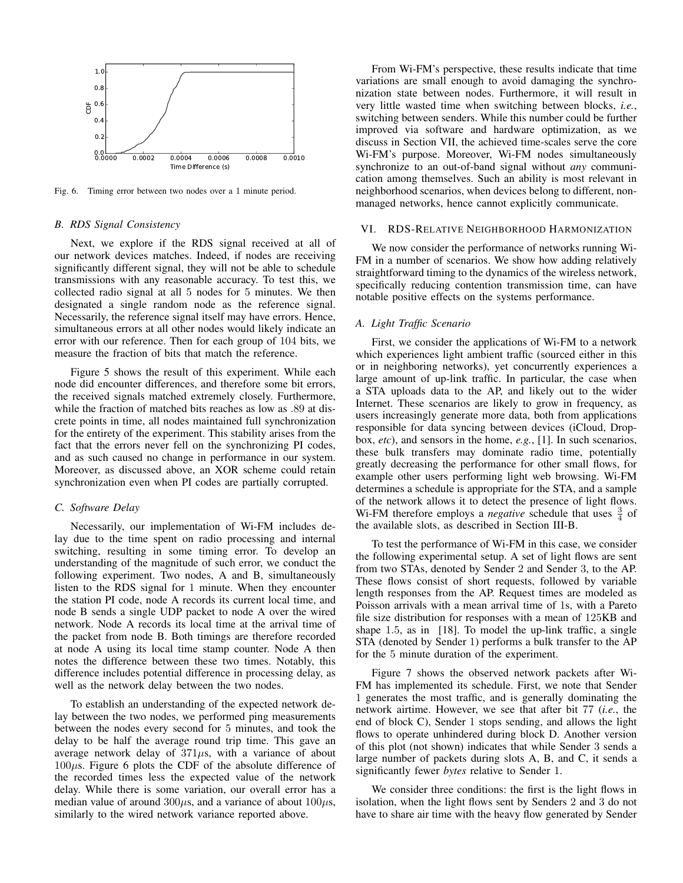Fig. 6. Timing error between two nodes over a 1 minute period.

### B. RDS Signal Consistency

Next, we explore if the RDS signal received at all of our network devices matches. Indeed, if nodes are receiving significantly different signal, they will not be able to schedule transmissions with any reasonable accuracy. To test this, we collected radio signal at all 5 nodes for 5 minutes. We then designated a single random node as the reference signal. Necessarily, the reference signal itself may have errors. Hence, simultaneous errors at all other nodes would likely indicate an error with our reference. Then for each group of 104 bits, we measure the fraction of bits that match the reference.

Figure 5 shows the result of this experiment. While each node did encounter differences, and therefore some bit errors, the received signals matched extremely closely. Furthermore, while the fraction of matched bits reaches as low as .89 at discrete points in time, all nodes maintained full synchronization for the entirety of the experiment. This stability arises from the fact that the errors never fell on the synchronizing PI codes, and as such caused no change in performance in our system. Moreover, as discussed above, an XOR scheme could retain synchronization even when PI codes are partially corrupted.

### C. Software Delay

Necessarily, our implementation of Wi-FM includes delay due to the time spent on radio processing and internal switching, resulting in some timing error. To develop an understanding of the magnitude of such error, we conduct the following experiment. Two nodes, A and B, simultaneously listen to the RDS signal for 1 minute. When they encounter the station PI code, node A records its current local time, and node B sends a single UDP packet to node A over the wired network. Node A records its local time at the arrival time of the packet from node B. Both timings are therefore recorded at node A using its local time stamp counter. Node A then notes the difference between these two times. Notably, this difference includes potential difference in processing delay, as well as the network delay between the two nodes.

To establish an understanding of the expected network delay between the two nodes, we performed ping measurements between the nodes every second for 5 minutes, and took the delay to be half the average round trip time. This gave an average network delay of $371\mu$s, with a variance of about $100\mu$s. Figure 6 plots the CDF of the absolute difference of the recorded times less the expected value of the network delay. While there is some variation, our overall error has a median value of around $300\mu$s, and a variance of about $100\mu$s, similarly to the wired network variance reported above.

From Wi-FM's perspective, these results indicate that time variations are small enough to avoid damaging the synchronization state between nodes. Furthermore, it will result in very little wasted time when switching between blocks, *i.e.*, switching between senders. While this number could be further improved via software and hardware optimization, as we discuss in Section VII, the achieved time-scales serve the core Wi-FM's purpose. Moreover, Wi-FM nodes simultaneously synchronize to an out-of-band signal without *any* communication among themselves. Such an ability is most relevant in neighborhood scenarios, when devices belong to different, non-managed networks, hence cannot explicitly communicate.

## VI. RDS-Relative Neighborhood Harmonization

We now consider the performance of networks running Wi-FM in a number of scenarios. We show how adding relatively straightforward timing to the dynamics of the wireless network, specifically reducing contention transmission time, can have notable positive effects on the systems performance.

### A. Light Traffic Scenario

First, we consider the applications of Wi-FM to a network which experiences light ambient traffic (sourced either in this or in neighboring networks), yet concurrently experiences a large amount of up-link traffic. In particular, the case when a STA uploads data to the AP, and likely out to the wider Internet. These scenarios are likely to grow in frequency, as users increasingly generate more data, both from applications responsible for data syncing between devices (iCloud, Dropbox, *etc*), and sensors in the home, *e.g.*, [1]. In such scenarios, these bulk transfers may dominate radio time, potentially greatly decreasing the performance for other small flows, for example other users performing light web browsing. Wi-FM determines a schedule is appropriate for the STA, and a sample of the network allows it to detect the presence of light flows. Wi-FM therefore employs a *negative* schedule that uses $\frac{3}{4}$ of the available slots, as described in Section III-B.

To test the performance of Wi-FM in this case, we consider the following experimental setup. A set of light flows are sent from two STAs, denoted by Sender 2 and Sender 3, to the AP. These flows consist of short requests, followed by variable length responses from the AP. Request times are modeled as Poisson arrivals with a mean arrival time of 1s, with a Pareto file size distribution for responses with a mean of 125KB and shape 1.5, as in [18]. To model the up-link traffic, a single STA (denoted by Sender 1) performs a bulk transfer to the AP for the 5 minute duration of the experiment.

Figure 7 shows the observed network packets after Wi-FM has implemented its schedule. First, we note that Sender 1 generates the most traffic, and is generally dominating the network airtime. However, we see that after bit 77 (*i.e.*, the end of block C), Sender 1 stops sending, and allows the light flows to operate unhindered during block D. Another version of this plot (not shown) indicates that while Sender 3 sends a large number of packets during slots A, B, and C, it sends a significantly fewer *bytes* relative to Sender 1.

We consider three conditions: the first is the light flows in isolation, when the light flows sent by Senders 2 and 3 do not have to share air time with the heavy flow generated by Sender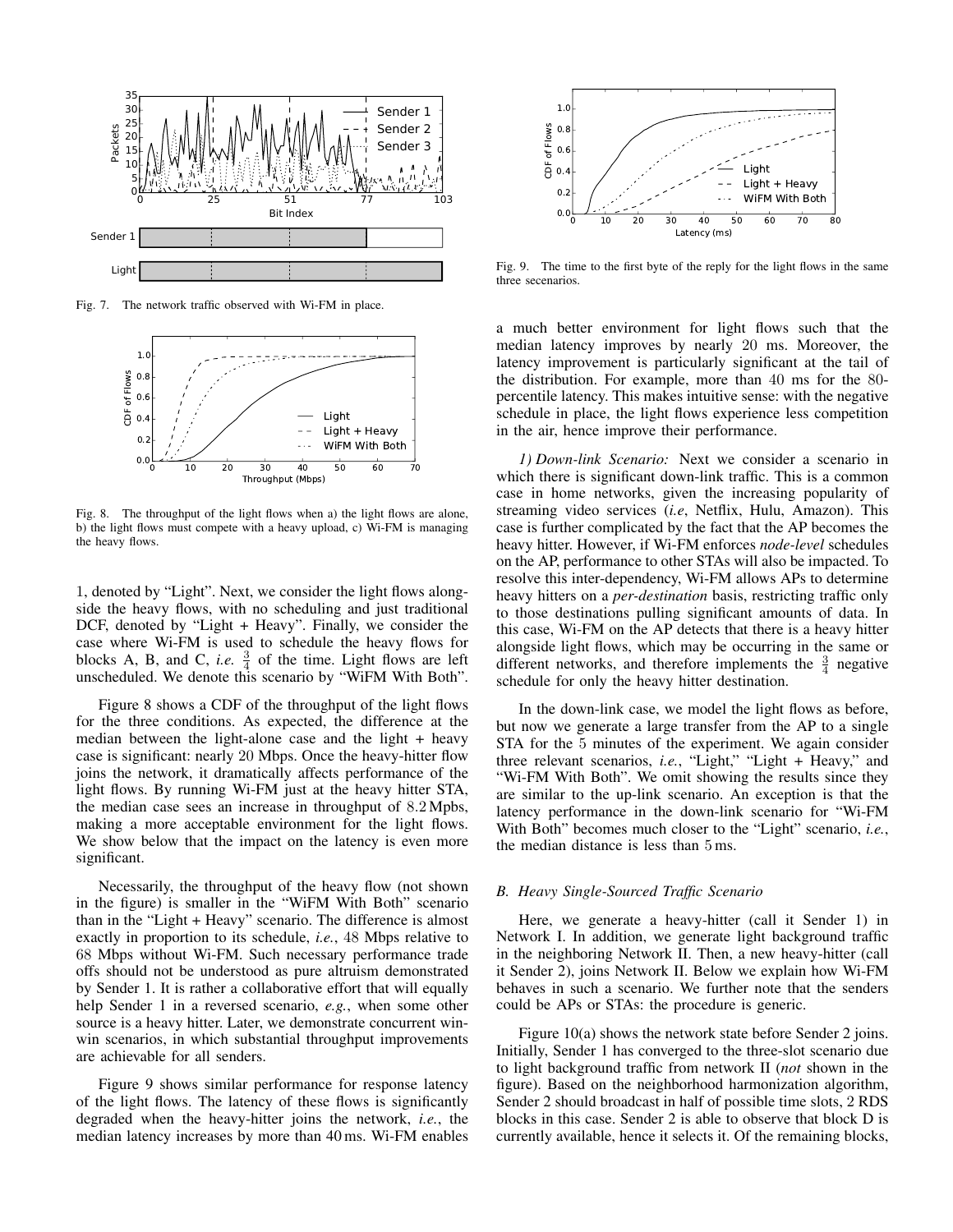Fig. 7. The network traffic observed with Wi-FM in place.

Fig. 8. The throughput of the light flows when a) the light flows are alone, b) the light flows must compete with a heavy upload, c) Wi-FM is managing the heavy flows.

1, denoted by "Light". Next, we consider the light flows alongside the heavy flows, with no scheduling and just traditional DCF, denoted by "Light + Heavy". Finally, we consider the case where Wi-FM is used to schedule the heavy flows for blocks A, B, and C, *i.e.* $\frac{3}{4}$ of the time. Light flows are left unscheduled. We denote this scenario by "WiFM With Both".

Figure 8 shows a CDF of the throughput of the light flows for the three conditions. As expected, the difference at the median between the light-alone case and the light + heavy case is significant: nearly 20 Mbps. Once the heavy-hitter flow joins the network, it dramatically affects performance of the light flows. By running Wi-FM just at the heavy hitter STA, the median case sees an increase in throughput of 8.2 Mpbs, making a more acceptable environment for the light flows. We show below that the impact on the latency is even more significant.

Necessarily, the throughput of the heavy flow (not shown in the figure) is smaller in the "WiFM With Both" scenario than in the "Light + Heavy" scenario. The difference is almost exactly in proportion to its schedule, *i.e.*, 48 Mbps relative to 68 Mbps without Wi-FM. Such necessary performance trade offs should not be understood as pure altruism demonstrated by Sender 1. It is rather a collaborative effort that will equally help Sender 1 in a reversed scenario, *e.g.*, when some other source is a heavy hitter. Later, we demonstrate concurrent win-win scenarios, in which substantial throughput improvements are achievable for all senders.

Figure 9 shows similar performance for response latency of the light flows. The latency of these flows is significantly degraded when the heavy-hitter joins the network, *i.e.*, the median latency increases by more than 40 ms. Wi-FM enables a much better environment for light flows such that the median latency improves by nearly 20 ms. Moreover, the latency improvement is particularly significant at the tail of the distribution. For example, more than 40 ms for the 80-percentile latency. This makes intuitive sense: with the negative schedule in place, the light flows experience less competition in the air, hence improve their performance.

Fig. 9. The time to the first byte of the reply for the light flows in the same three secenarios.

*1) Down-link Scenario:* Next we consider a scenario in which there is significant down-link traffic. This is a common case in home networks, given the increasing popularity of streaming video services (*i.e*, Netflix, Hulu, Amazon). This case is further complicated by the fact that the AP becomes the heavy hitter. However, if Wi-FM enforces *node-level* schedules on the AP, performance to other STAs will also be impacted. To resolve this inter-dependency, Wi-FM allows APs to determine heavy hitters on a *per-destination* basis, restricting traffic only to those destinations pulling significant amounts of data. In this case, Wi-FM on the AP detects that there is a heavy hitter alongside light flows, which may be occurring in the same or different networks, and therefore implements the $\frac{3}{4}$ negative schedule for only the heavy hitter destination.

In the down-link case, we model the light flows as before, but now we generate a large transfer from the AP to a single STA for the 5 minutes of the experiment. We again consider three relevant scenarios, *i.e.*, "Light," "Light + Heavy," and "Wi-FM With Both". We omit showing the results since they are similar to the up-link scenario. An exception is that the latency performance in the down-link scenario for "Wi-FM With Both" becomes much closer to the "Light" scenario, *i.e.*, the median distance is less than 5 ms.

### *B. Heavy Single-Sourced Traffic Scenario*

Here, we generate a heavy-hitter (call it Sender 1) in Network I. In addition, we generate light background traffic in the neighboring Network II. Then, a new heavy-hitter (call it Sender 2), joins Network II. Below we explain how Wi-FM behaves in such a scenario. We further note that the senders could be APs or STAs: the procedure is generic.

Figure 10(a) shows the network state before Sender 2 joins. Initially, Sender 1 has converged to the three-slot scenario due to light background traffic from network II (*not* shown in the figure). Based on the neighborhood harmonization algorithm, Sender 2 should broadcast in half of possible time slots, 2 RDS blocks in this case. Sender 2 is able to observe that block D is currently available, hence it selects it. Of the remaining blocks,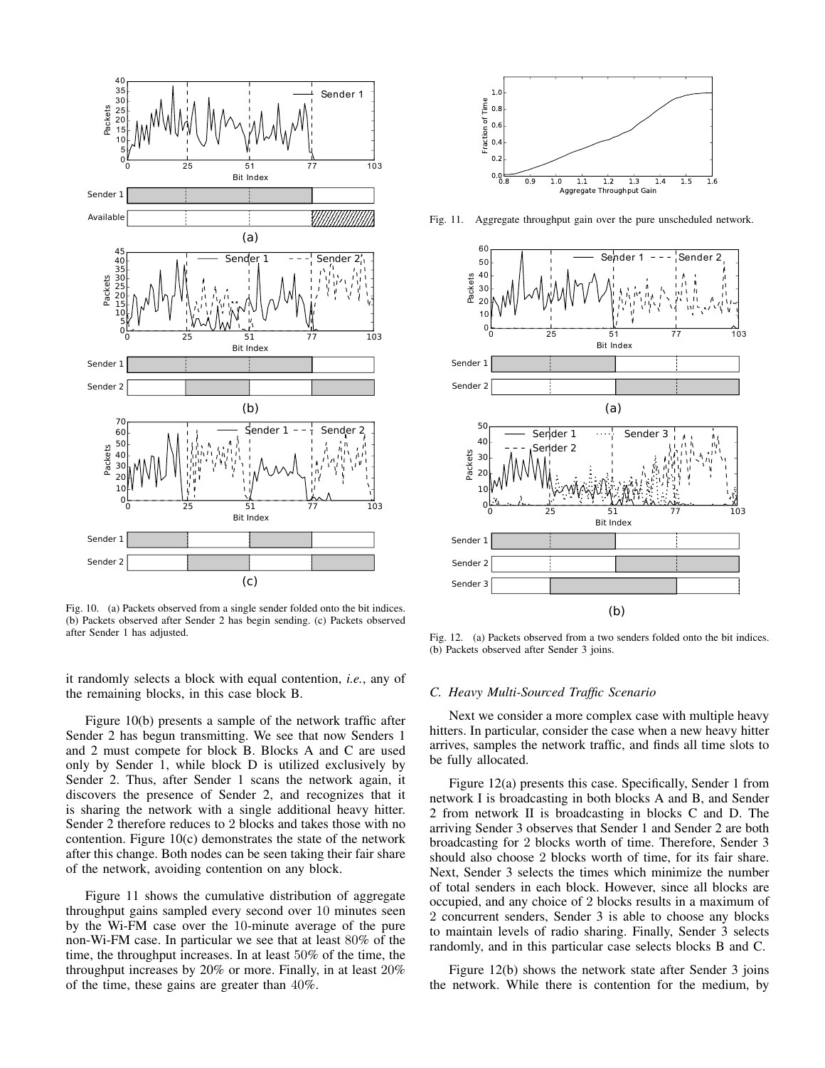Fig. 10. (a) Packets observed from a single sender folded onto the bit indices. (b) Packets observed after Sender 2 has begin sending. (c) Packets observed after Sender 1 has adjusted.

it randomly selects a block with equal contention, *i.e.*, any of the remaining blocks, in this case block B.

Figure 10(b) presents a sample of the network traffic after Sender 2 has begun transmitting. We see that now Senders 1 and 2 must compete for block B. Blocks A and C are used only by Sender 1, while block D is utilized exclusively by Sender 2. Thus, after Sender 1 scans the network again, it discovers the presence of Sender 2, and recognizes that it is sharing the network with a single additional heavy hitter. Sender 2 therefore reduces to 2 blocks and takes those with no contention. Figure 10(c) demonstrates the state of the network after this change. Both nodes can be seen taking their fair share of the network, avoiding contention on any block.

Figure 11 shows the cumulative distribution of aggregate throughput gains sampled every second over 10 minutes seen by the Wi-FM case over the 10-minute average of the pure non-Wi-FM case. In particular we see that at least 80% of the time, the throughput increases. In at least 50% of the time, the throughput increases by 20% or more. Finally, in at least 20% of the time, these gains are greater than 40%.

Fig. 11. Aggregate throughput gain over the pure unscheduled network.

Fig. 12. (a) Packets observed from a two senders folded onto the bit indices. (b) Packets observed after Sender 3 joins.

### C. Heavy Multi-Sourced Traffic Scenario

Next we consider a more complex case with multiple heavy hitters. In particular, consider the case when a new heavy hitter arrives, samples the network traffic, and finds all time slots to be fully allocated.

Figure 12(a) presents this case. Specifically, Sender 1 from network I is broadcasting in both blocks A and B, and Sender 2 from network II is broadcasting in blocks C and D. The arriving Sender 3 observes that Sender 1 and Sender 2 are both broadcasting for 2 blocks worth of time. Therefore, Sender 3 should also choose 2 blocks worth of time, for its fair share. Next, Sender 3 selects the times which minimize the number of total senders in each block. However, since all blocks are occupied, and any choice of 2 blocks results in a maximum of 2 concurrent senders, Sender 3 is able to choose any blocks to maintain levels of radio sharing. Finally, Sender 3 selects randomly, and in this particular case selects blocks B and C.

Figure 12(b) shows the network state after Sender 3 joins the network. While there is contention for the medium, by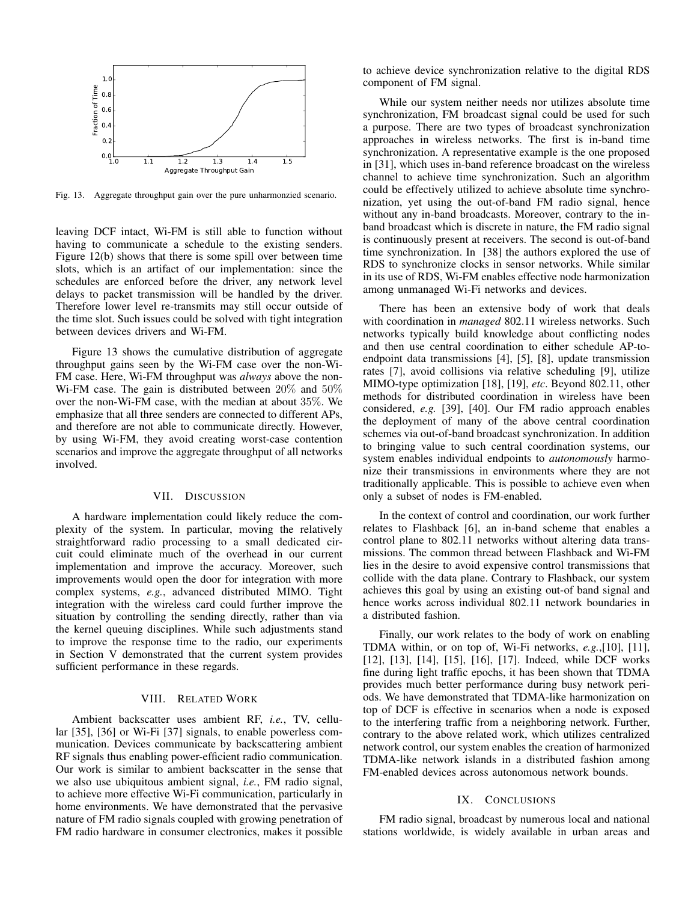Fig. 13. Aggregate throughput gain over the pure unharmonzied scenario.

leaving DCF intact, Wi-FM is still able to function without having to communicate a schedule to the existing senders. Figure 12(b) shows that there is some spill over between time slots, which is an artifact of our implementation: since the schedules are enforced before the driver, any network level delays to packet transmission will be handled by the driver. Therefore lower level re-transmits may still occur outside of the time slot. Such issues could be solved with tight integration between devices drivers and Wi-FM.

Figure 13 shows the cumulative distribution of aggregate throughput gains seen by the Wi-FM case over the non-Wi-FM case. Here, Wi-FM throughput was *always* above the non-Wi-FM case. The gain is distributed between 20% and 50% over the non-Wi-FM case, with the median at about 35%. We emphasize that all three senders are connected to different APs, and therefore are not able to communicate directly. However, by using Wi-FM, they avoid creating worst-case contention scenarios and improve the aggregate throughput of all networks involved.

## VII. Discussion

A hardware implementation could likely reduce the complexity of the system. In particular, moving the relatively straightforward radio processing to a small dedicated circuit could eliminate much of the overhead in our current implementation and improve the accuracy. Moreover, such improvements would open the door for integration with more complex systems, *e.g.*, advanced distributed MIMO. Tight integration with the wireless card could further improve the situation by controlling the sending directly, rather than via the kernel queuing disciplines. While such adjustments stand to improve the response time to the radio, our experiments in Section V demonstrated that the current system provides sufficient performance in these regards.

## VIII. Related Work

Ambient backscatter uses ambient RF, *i.e.*, TV, cellular [35], [36] or Wi-Fi [37] signals, to enable powerless communication. Devices communicate by backscattering ambient RF signals thus enabling power-efficient radio communication. Our work is similar to ambient backscatter in the sense that we also use ubiquitous ambient signal, *i.e.*, FM radio signal, to achieve more effective Wi-Fi communication, particularly in home environments. We have demonstrated that the pervasive nature of FM radio signals coupled with growing penetration of FM radio hardware in consumer electronics, makes it possible to achieve device synchronization relative to the digital RDS component of FM signal.

While our system neither needs nor utilizes absolute time synchronization, FM broadcast signal could be used for such a purpose. There are two types of broadcast synchronization approaches in wireless networks. The first is in-band time synchronization. A representative example is the one proposed in [31], which uses in-band reference broadcast on the wireless channel to achieve time synchronization. Such an algorithm could be effectively utilized to achieve absolute time synchronization, yet using the out-of-band FM radio signal, hence without any in-band broadcasts. Moreover, contrary to the in-band broadcast which is discrete in nature, the FM radio signal is continuously present at receivers. The second is out-of-band time synchronization. In [38] the authors explored the use of RDS to synchronize clocks in sensor networks. While similar in its use of RDS, Wi-FM enables effective node harmonization among unmanaged Wi-Fi networks and devices.

There has been an extensive body of work that deals with coordination in *managed* 802.11 wireless networks. Such networks typically build knowledge about conflicting nodes and then use central coordination to either schedule AP-to-endpoint data transmissions [4], [5], [8], update transmission rates [7], avoid collisions via relative scheduling [9], utilize MIMO-type optimization [18], [19], *etc*. Beyond 802.11, other methods for distributed coordination in wireless have been considered, *e.g.* [39], [40]. Our FM radio approach enables the deployment of many of the above central coordination schemes via out-of-band broadcast synchronization. In addition to bringing value to such central coordination systems, our system enables individual endpoints to *autonomously* harmonize their transmissions in environments where they are not traditionally applicable. This is possible to achieve even when only a subset of nodes is FM-enabled.

In the context of control and coordination, our work further relates to Flashback [6], an in-band scheme that enables a control plane to 802.11 networks without altering data transmissions. The common thread between Flashback and Wi-FM lies in the desire to avoid expensive control transmissions that collide with the data plane. Contrary to Flashback, our system achieves this goal by using an existing out-of band signal and hence works across individual 802.11 network boundaries in a distributed fashion.

Finally, our work relates to the body of work on enabling TDMA within, or on top of, Wi-Fi networks, *e.g.*,[10], [11], [12], [13], [14], [15], [16], [17]. Indeed, while DCF works fine during light traffic epochs, it has been shown that TDMA provides much better performance during busy network periods. We have demonstrated that TDMA-like harmonization on top of DCF is effective in scenarios when a node is exposed to the interfering traffic from a neighboring network. Further, contrary to the above related work, which utilizes centralized network control, our system enables the creation of harmonized TDMA-like network islands in a distributed fashion among FM-enabled devices across autonomous network bounds.

## IX. Conclusions

FM radio signal, broadcast by numerous local and national stations worldwide, is widely available in urban areas and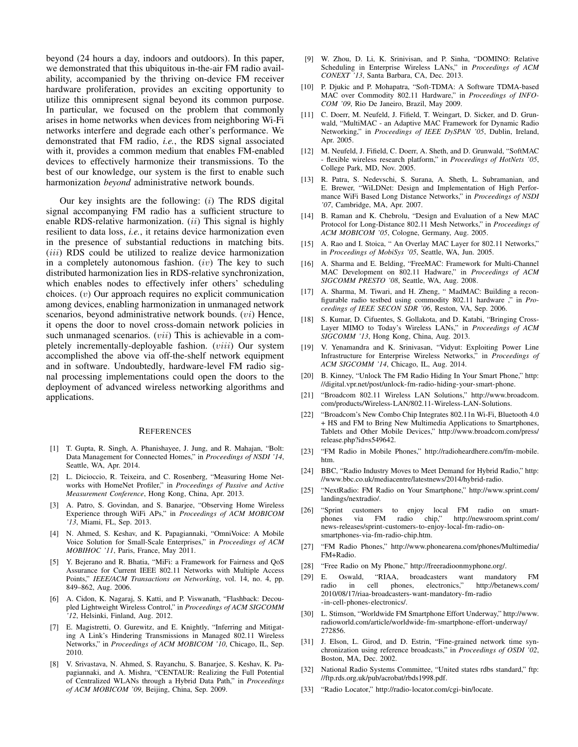beyond (24 hours a day, indoors and outdoors). In this paper, we demonstrated that this ubiquitous in-the-air FM radio availability, accompanied by the thriving on-device FM receiver hardware proliferation, provides an exciting opportunity to utilize this omnipresent signal beyond its common purpose. In particular, we focused on the problem that commonly arises in home networks when devices from neighboring Wi-Fi networks interfere and degrade each other's performance. We demonstrated that FM radio, *i.e.*, the RDS signal associated with it, provides a common medium that enables FM-enabled devices to effectively harmonize their transmissions. To the best of our knowledge, our system is the first to enable such harmonization *beyond* administrative network bounds.

Our key insights are the following: $(i)$ The RDS digital signal accompanying FM radio has a sufficient structure to enable RDS-relative harmonization. $(ii)$ This signal is highly resilient to data loss, *i.e.*, it retains device harmonization even in the presence of substantial reductions in matching bits. $(iii)$ RDS could be utilized to realize device harmonization in a completely autonomous fashion. $(iv)$ The key to such distributed harmonization lies in RDS-relative synchronization, which enables nodes to effectively infer others' scheduling choices. $(v)$ Our approach requires no explicit communication among devices, enabling harmonization in unmanaged network scenarios, beyond administrative network bounds. $(vi)$ Hence, it opens the door to novel cross-domain network policies in such unmanaged scenarios. $(vii)$ This is achievable in a completely incrementally-deployable fashion. $(viii)$ Our system accomplished the above via off-the-shelf network equipment and in software. Undoubtedly, hardware-level FM radio signal processing implementations could open the doors to the deployment of advanced wireless networking algorithms and applications.

## References

[1] T. Gupta, R. Singh, A. Phanishayee, J. Jung, and R. Mahajan, "Bolt: Data Management for Connected Homes," in *Proceedings of NSDI '14*, Seattle, WA, Apr. 2014.

[2] L. Dicioccio, R. Teixeira, and C. Rosenberg, "Measuring Home Networks with HomeNet Profiler," in *Proceedings of Passive and Active Measurement Conference*, Hong Kong, China, Apr. 2013.

[3] A. Patro, S. Govindan, and S. Banarjee, "Observing Home Wireless Experience through WiFi APs," in *Proceedings of ACM MOBICOM '13*, Miami, FL, Sep. 2013.

[4] N. Ahmed, S. Keshav, and K. Papagiannaki, "OmniVoice: A Mobile Voice Solution for Small-Scale Enterprises," in *Proceedings of ACM MOBIHOC '11*, Paris, France, May 2011.

[5] Y. Bejerano and R. Bhatia, "MiFi: a Framework for Fairness and QoS Assurance for Current IEEE 802.11 Networks with Multiple Access Points," *IEEE/ACM Transactions on Networking*, vol. 14, no. 4, pp. 849–862, Aug. 2006.

[6] A. Cidon, K. Nagaraj, S. Katti, and P. Viswanath, "Flashback: Decoupled Lightweight Wireless Control," in *Proceedings of ACM SIGCOMM '12*, Helsinki, Finland, Aug. 2012.

[7] E. Magistretti, O. Gurewitz, and E. Knightly, "Inferring and Mitigating a Link's Hindering Transmissions in Managed 802.11 Wireless Networks," in *Proceedings of ACM MOBICOM '10*, Chicago, IL, Sep. 2010.

[8] V. Srivastava, N. Ahmed, S. Rayanchu, S. Banarjee, S. Keshav, K. Papagiannaki, and A. Mishra, "CENTAUR: Realizing the Full Potential of Centralized WLANs through a Hybrid Data Path," in *Proceedings of ACM MOBICOM '09*, Beijing, China, Sep. 2009.

[9] W. Zhou, D. Li, K. Srinivisan, and P. Sinha, "DOMINO: Relative Scheduling in Enterprise Wireless LANs," in *Proceedings of ACM CONEXT '13*, Santa Barbara, CA, Dec. 2013.

[10] P. Djukic and P. Mohapatra, "Soft-TDMA: A Software TDMA-based MAC over Commodity 802.11 Hardware," in *Proceedings of INFOCOM '09*, Rio De Janeiro, Brazil, May 2009.

[11] C. Doerr, M. Neufeld, J. Fifield, T. Weingart, D. Sicker, and D. Grunwald, "MultiMAC - an Adaptive MAC Framework for Dynamic Radio Networking," in *Proceedings of IEEE DySPAN '05*, Dublin, Ireland, Apr. 2005.

[12] M. Neufeld, J. Fifield, C. Doerr, A. Sheth, and D. Grunwald, "SoftMAC - flexible wireless research platform," in *Proceedings of HotNets '05*, College Park, MD, Nov. 2005.

[13] R. Patra, S. Nedevschi, S. Surana, A. Sheth, L. Subramanian, and E. Brewer, "WiLDNet: Design and Implementation of High Performance WiFi Based Long Distance Networks," in *Proceedings of NSDI '07*, Cambridge, MA, Apr. 2007.

[14] B. Raman and K. Chebrolu, "Design and Evaluation of a New MAC Protocol for Long-Distance 802.11 Mesh Networks," in *Proceedings of ACM MOBICOM '05*, Cologne, Germany, Aug. 2005.

[15] A. Rao and I. Stoica, " An Overlay MAC Layer for 802.11 Networks," in *Proceedings of MobiSys '05*, Seattle, WA, Jun. 2005.

[16] A. Sharma and E. Belding, "FreeMAC: Framework for Multi-Channel MAC Development on 802.11 Hadware," in *Proceedings of ACM SIGCOMM PRESTO '08*, Seattle, WA, Aug. 2008.

[17] A. Sharma, M. Tiwari, and H. Zheng, " MadMAC: Building a reconfigurable radio testbed using commodity 802.11 hardware ," in *Proceedings of IEEE SECON SDR '06*, Reston, VA, Sep. 2006.

[18] S. Kumar, D. Cifuentes, S. Gollakota, and D. Katabi, "Bringing Cross-Layer MIMO to Today's Wireless LANs," in *Proceedings of ACM SIGCOMM '13*, Hong Kong, China, Aug. 2013.

[19] V. Yenamandra and K. Srinivasan, "Vidyut: Exploiting Power Line Infrastructure for Enterprise Wireless Networks," in *Proceedings of ACM SIGCOMM '14*, Chicago, IL, Aug. 2014.

[20] B. Kinney, "Unlock The FM Radio Hiding In Your Smart Phone," http://digital.vpr.net/post/unlock-fm-radio-hiding-your-smart-phone.

[21] "Broadcom 802.11 Wireless LAN Solutions," http://www.broadcom.com/products/Wireless-LAN/802.11-Wireless-LAN-Solutions.

[22] "Broadcom's New Combo Chip Integrates 802.11n Wi-Fi, Bluetooth 4.0 + HS and FM to Bring New Multimedia Applications to Smartphones, Tablets and Other Mobile Devices," http://www.broadcom.com/press/release.php?id=s549642.

[23] "FM Radio in Mobile Phones," http://radioheardhere.com/fm-mobile.htm.

[24] BBC, "Radio Industry Moves to Meet Demand for Hybrid Radio," http://www.bbc.co.uk/mediacentre/latestnews/2014/hybrid-radio.

[25] "NextRadio: FM Radio on Your Smartphone," http://www.sprint.com/landings/nextradio/.

[26] "Sprint customers to enjoy local FM radio on smartphones via FM radio chip," http://newsroom.sprint.com/news-releases/sprint-customers-to-enjoy-local-fm-radio-on-smartphones-via-fm-radio-chip.htm.

[27] "FM Radio Phones," http://www.phonearena.com/phones/Multimedia/FM+Radio.

[28] "Free Radio on My Phone," http://freeradioonmyphone.org/.

[29] E. Oswald, "RIAA, broadcasters want mandatory FM radio in cell phones, electronics," http://betanews.com/2010/08/17/riaa-broadcasters-want-mandatory-fm-radio-in-cell-phones-electronics/.

[30] L. Stimson, "Worldwide FM Smartphone Effort Underway," http://www.radioworld.com/article/worldwide-fm-smartphone-effort-underway/272856.

[31] J. Elson, L. Girod, and D. Estrin, "Fine-grained network time synchronization using reference broadcasts," in *Proceedings of OSDI '02*, Boston, MA, Dec. 2002.

[32] National Radio Systems Committee, "United states rdbs standard," ftp://ftp.rds.org.uk/pub/acrobat/rbds1998.pdf.

[33] "Radio Locator," http://radio-locator.com/cgi-bin/locate.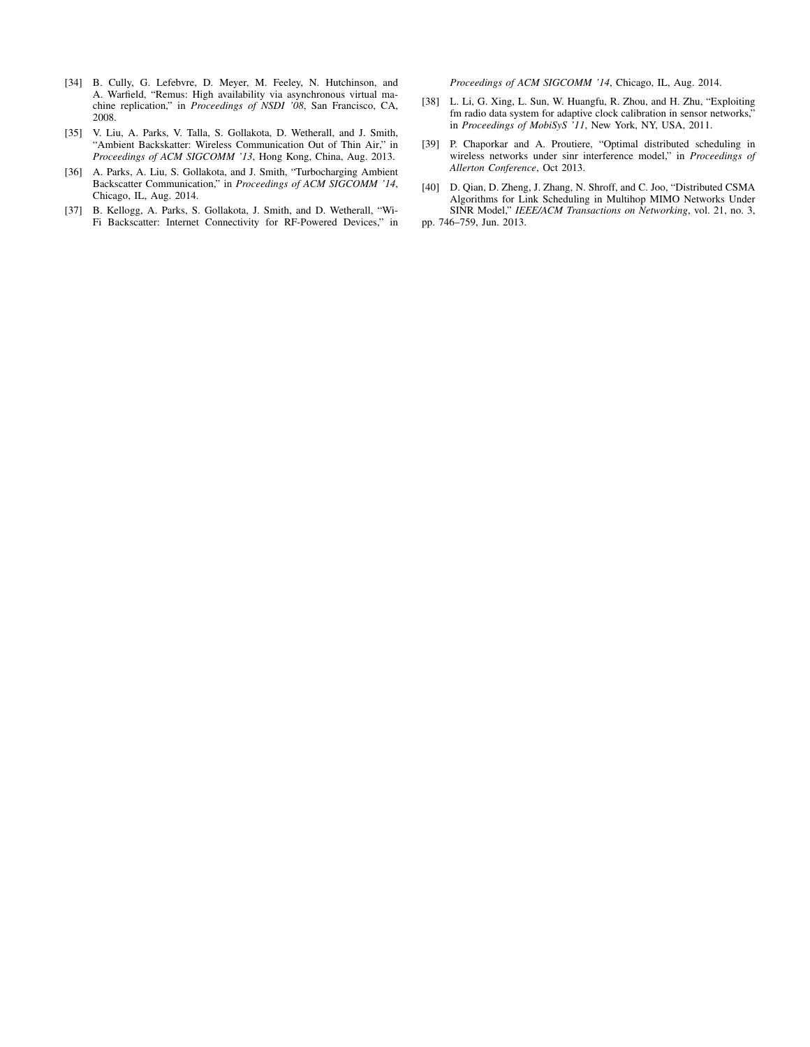[34] B. Cully, G. Lefebvre, D. Meyer, M. Feeley, N. Hutchinson, and A. Warfield, "Remus: High availability via asynchronous virtual machine replication," in *Proceedings of NSDI '08*, San Francisco, CA, 2008.

[35] V. Liu, A. Parks, V. Talla, S. Gollakota, D. Wetherall, and J. Smith, "Ambient Backskatter: Wireless Communication Out of Thin Air," in *Proceedings of ACM SIGCOMM '13*, Hong Kong, China, Aug. 2013.

[36] A. Parks, A. Liu, S. Gollakota, and J. Smith, "Turbocharging Ambient Backscatter Communication," in *Proceedings of ACM SIGCOMM '14*, Chicago, IL, Aug. 2014.

[37] B. Kellogg, A. Parks, S. Gollakota, J. Smith, and D. Wetherall, "Wi-Fi Backscatter: Internet Connectivity for RF-Powered Devices," in *Proceedings of ACM SIGCOMM '14*, Chicago, IL, Aug. 2014.

[38] L. Li, G. Xing, L. Sun, W. Huangfu, R. Zhou, and H. Zhu, "Exploiting fm radio data system for adaptive clock calibration in sensor networks," in *Proceedings of MobiSyS '11*, New York, NY, USA, 2011.

[39] P. Chaporkar and A. Proutiere, "Optimal distributed scheduling in wireless networks under sinr interference model," in *Proceedings of Allerton Conference*, Oct 2013.

[40] D. Qian, D. Zheng, J. Zhang, N. Shroff, and C. Joo, "Distributed CSMA Algorithms for Link Scheduling in Multihop MIMO Networks Under SINR Model," *IEEE/ACM Transactions on Networking*, vol. 21, no. 3, pp. 746–759, Jun. 2013.